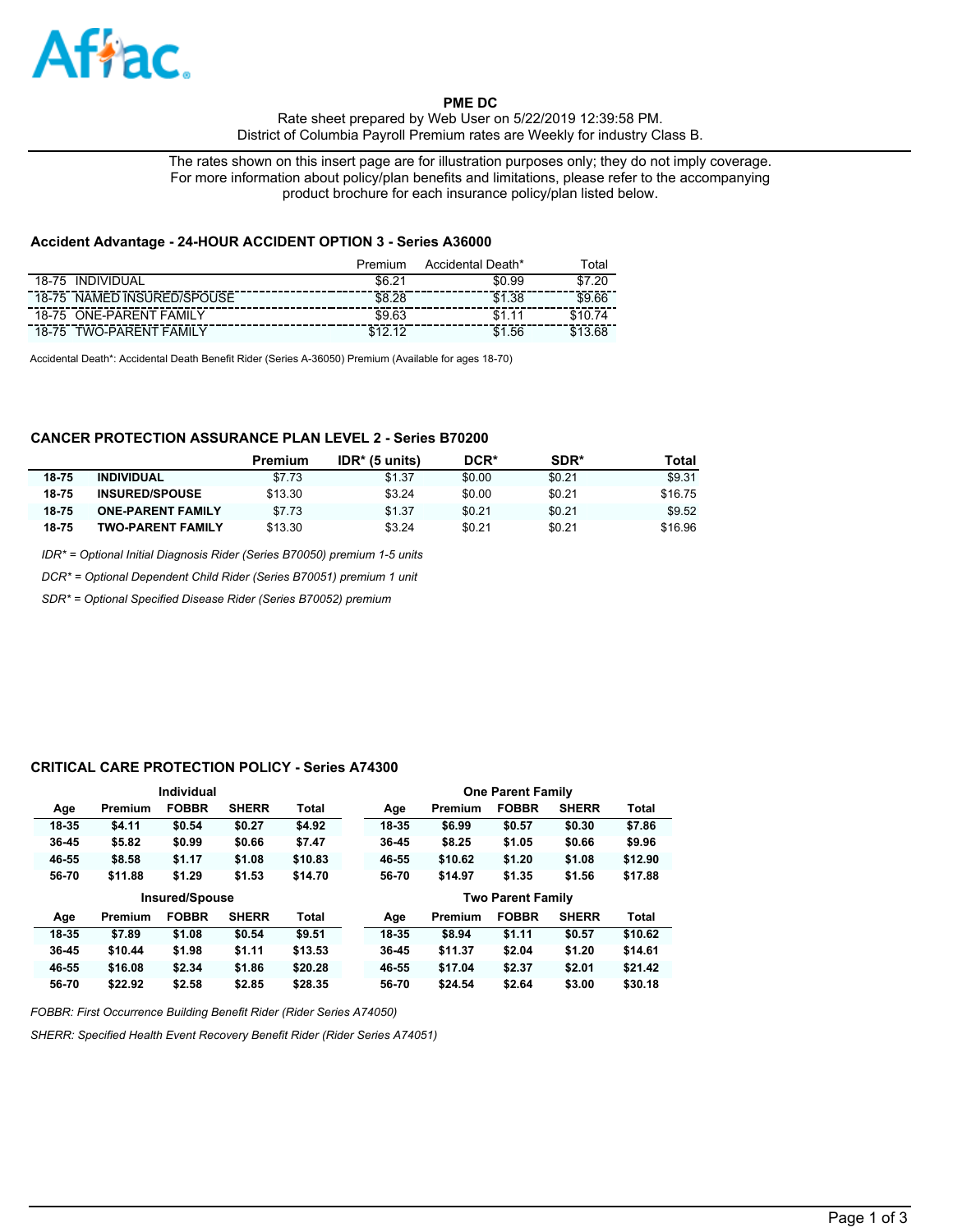Aflac

**PME DC**

Rate sheet prepared by Web User on 5/22/2019 12:39:58 PM.
District of Columbia Payroll Premium rates are Weekly for industry Class B.

The rates shown on this insert page are for illustration purposes only; they do not imply coverage. For more information about policy/plan benefits and limitations, please refer to the accompanying product brochure for each insurance policy/plan listed below.

### Accident Advantage - 24-HOUR ACCIDENT OPTION 3 - Series A36000

| | Premium | Accidental Death* | Total |
|---|---|---|---|
| 18-75 INDIVIDUAL | $6.21 | $0.99 | $7.20 |
| 18-75 NAMED INSURED/SPOUSE | $8.28 | $1.38 | $9.66 |
| 18-75 ONE-PARENT FAMILY | $9.63 | $1.11 | $10.74 |
| 18-75 TWO-PARENT FAMILY | $12.12 | $1.56 | $13.68 |

Accidental Death*: Accidental Death Benefit Rider (Series A-36050) Premium (Available for ages 18-70)

### CANCER PROTECTION ASSURANCE PLAN LEVEL 2 - Series B70200

| | | Premium | IDR* (5 units) | DCR* | SDR* | Total |
|---|---|---|---|---|---|---|
| **18-75** | **INDIVIDUAL** | $7.73 | $1.37 | $0.00 | $0.21 | $9.31 |
| **18-75** | **INSURED/SPOUSE** | $13.30 | $3.24 | $0.00 | $0.21 | $16.75 |
| **18-75** | **ONE-PARENT FAMILY** | $7.73 | $1.37 | $0.21 | $0.21 | $9.52 |
| **18-75** | **TWO-PARENT FAMILY** | $13.30 | $3.24 | $0.21 | $0.21 | $16.96 |

*IDR* = Optional Initial Diagnosis Rider (Series B70050) premium 1-5 units*

*DCR* = Optional Dependent Child Rider (Series B70051) premium 1 unit*

*SDR* = Optional Specified Disease Rider (Series B70052) premium*

### CRITICAL CARE PROTECTION POLICY - Series A74300

| Individual | | | | | One Parent Family | | | | |
|---|---|---|---|---|---|---|---|---|---|
| **Age** | **Premium** | **FOBBR** | **SHERR** | **Total** | **Age** | **Premium** | **FOBBR** | **SHERR** | **Total** |
| **18-35** | **$4.11** | **$0.54** | **$0.27** | **$4.92** | **18-35** | **$6.99** | **$0.57** | **$0.30** | **$7.86** |
| **36-45** | **$5.82** | **$0.99** | **$0.66** | **$7.47** | **36-45** | **$8.25** | **$1.05** | **$0.66** | **$9.96** |
| **46-55** | **$8.58** | **$1.17** | **$1.08** | **$10.83** | **46-55** | **$10.62** | **$1.20** | **$1.08** | **$12.90** |
| **56-70** | **$11.88** | **$1.29** | **$1.53** | **$14.70** | **56-70** | **$14.97** | **$1.35** | **$1.56** | **$17.88** |

| Insured/Spouse | | | | | Two Parent Family | | | | |
|---|---|---|---|---|---|---|---|---|---|
| **Age** | **Premium** | **FOBBR** | **SHERR** | **Total** | **Age** | **Premium** | **FOBBR** | **SHERR** | **Total** |
| **18-35** | **$7.89** | **$1.08** | **$0.54** | **$9.51** | **18-35** | **$8.94** | **$1.11** | **$0.57** | **$10.62** |
| **36-45** | **$10.44** | **$1.98** | **$1.11** | **$13.53** | **36-45** | **$11.37** | **$2.04** | **$1.20** | **$14.61** |
| **46-55** | **$16.08** | **$2.34** | **$1.86** | **$20.28** | **46-55** | **$17.04** | **$2.37** | **$2.01** | **$21.42** |
| **56-70** | **$22.92** | **$2.58** | **$2.85** | **$28.35** | **56-70** | **$24.54** | **$2.64** | **$3.00** | **$30.18** |

*FOBBR: First Occurrence Building Benefit Rider (Rider Series A74050)*

*SHERR: Specified Health Event Recovery Benefit Rider (Rider Series A74051)*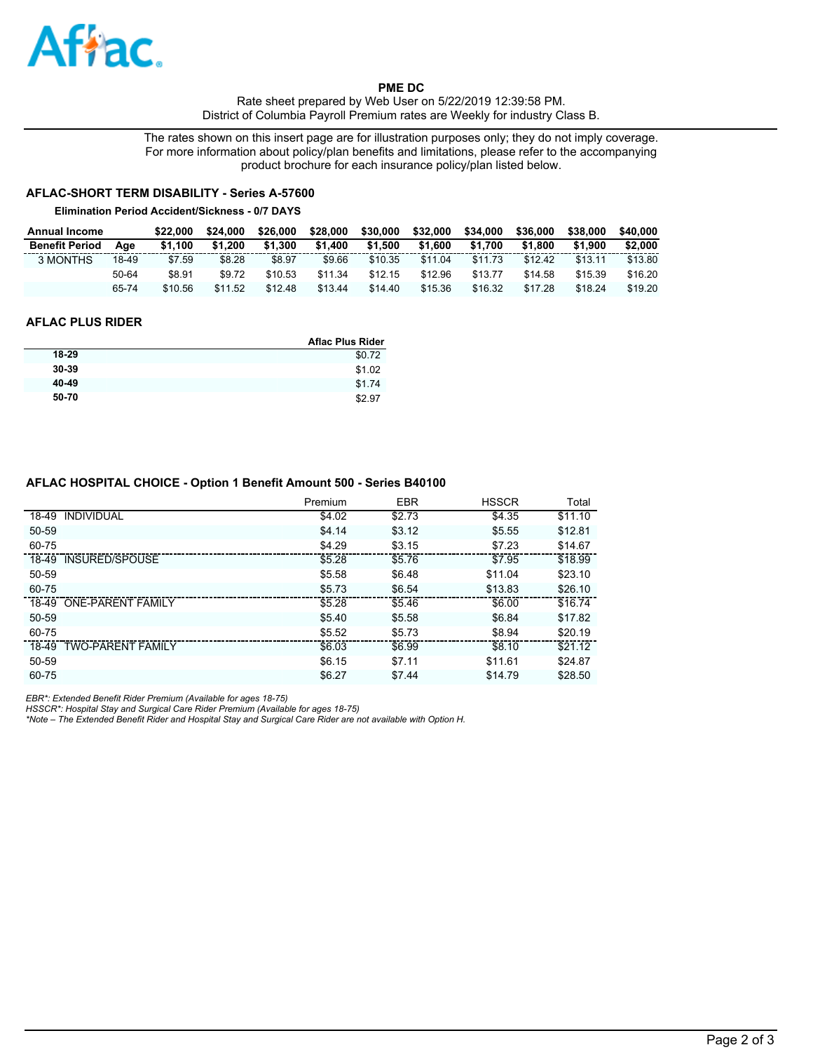Aflac

**PME DC**

Rate sheet prepared by Web User on 5/22/2019 12:39:58 PM.
District of Columbia Payroll Premium rates are Weekly for industry Class B.

The rates shown on this insert page are for illustration purposes only; they do not imply coverage. For more information about policy/plan benefits and limitations, please refer to the accompanying product brochure for each insurance policy/plan listed below.

## AFLAC-SHORT TERM DISABILITY - Series A-57600

**Elimination Period Accident/Sickness - 0/7 DAYS**

| Annual Income | | $22,000 | $24,000 | $26,000 | $28,000 | $30,000 | $32,000 | $34,000 | $36,000 | $38,000 | $40,000 |
|---|---|---|---|---|---|---|---|---|---|---|---|
| **Benefit Period** | **Age** | **$1,100** | **$1,200** | **$1,300** | **$1,400** | **$1,500** | **$1,600** | **$1,700** | **$1,800** | **$1,900** | **$2,000** |
| 3 MONTHS | 18-49 | $7.59 | $8.28 | $8.97 | $9.66 | $10.35 | $11.04 | $11.73 | $12.42 | $13.11 | $13.80 |
| | 50-64 | $8.91 | $9.72 | $10.53 | $11.34 | $12.15 | $12.96 | $13.77 | $14.58 | $15.39 | $16.20 |
| | 65-74 | $10.56 | $11.52 | $12.48 | $13.44 | $14.40 | $15.36 | $16.32 | $17.28 | $18.24 | $19.20 |

## AFLAC PLUS RIDER

| | Aflac Plus Rider |
|---|---|
| **18-29** | $0.72 |
| **30-39** | $1.02 |
| **40-49** | $1.74 |
| **50-70** | $2.97 |

## AFLAC HOSPITAL CHOICE - Option 1 Benefit Amount 500 - Series B40100

| | Premium | EBR | HSSCR | Total |
|---|---|---|---|---|
| 18-49 INDIVIDUAL | $4.02 | $2.73 | $4.35 | $11.10 |
| 50-59 | $4.14 | $3.12 | $5.55 | $12.81 |
| 60-75 | $4.29 | $3.15 | $7.23 | $14.67 |
| 18-49 INSURED/SPOUSE | $5.28 | $5.76 | $7.95 | $18.99 |
| 50-59 | $5.58 | $6.48 | $11.04 | $23.10 |
| 60-75 | $5.73 | $6.54 | $13.83 | $26.10 |
| 18-49 ONE-PARENT FAMILY | $5.28 | $5.46 | $6.00 | $16.74 |
| 50-59 | $5.40 | $5.58 | $6.84 | $17.82 |
| 60-75 | $5.52 | $5.73 | $8.94 | $20.19 |
| 18-49 TWO-PARENT FAMILY | $6.03 | $6.99 | $8.10 | $21.12 |
| 50-59 | $6.15 | $7.11 | $11.61 | $24.87 |
| 60-75 | $6.27 | $7.44 | $14.79 | $28.50 |

*EBR*: Extended Benefit Rider Premium (Available for ages 18-75)*
*HSSCR*: Hospital Stay and Surgical Care Rider Premium (Available for ages 18-75)*
**Note – The Extended Benefit Rider and Hospital Stay and Surgical Care Rider are not available with Option H.*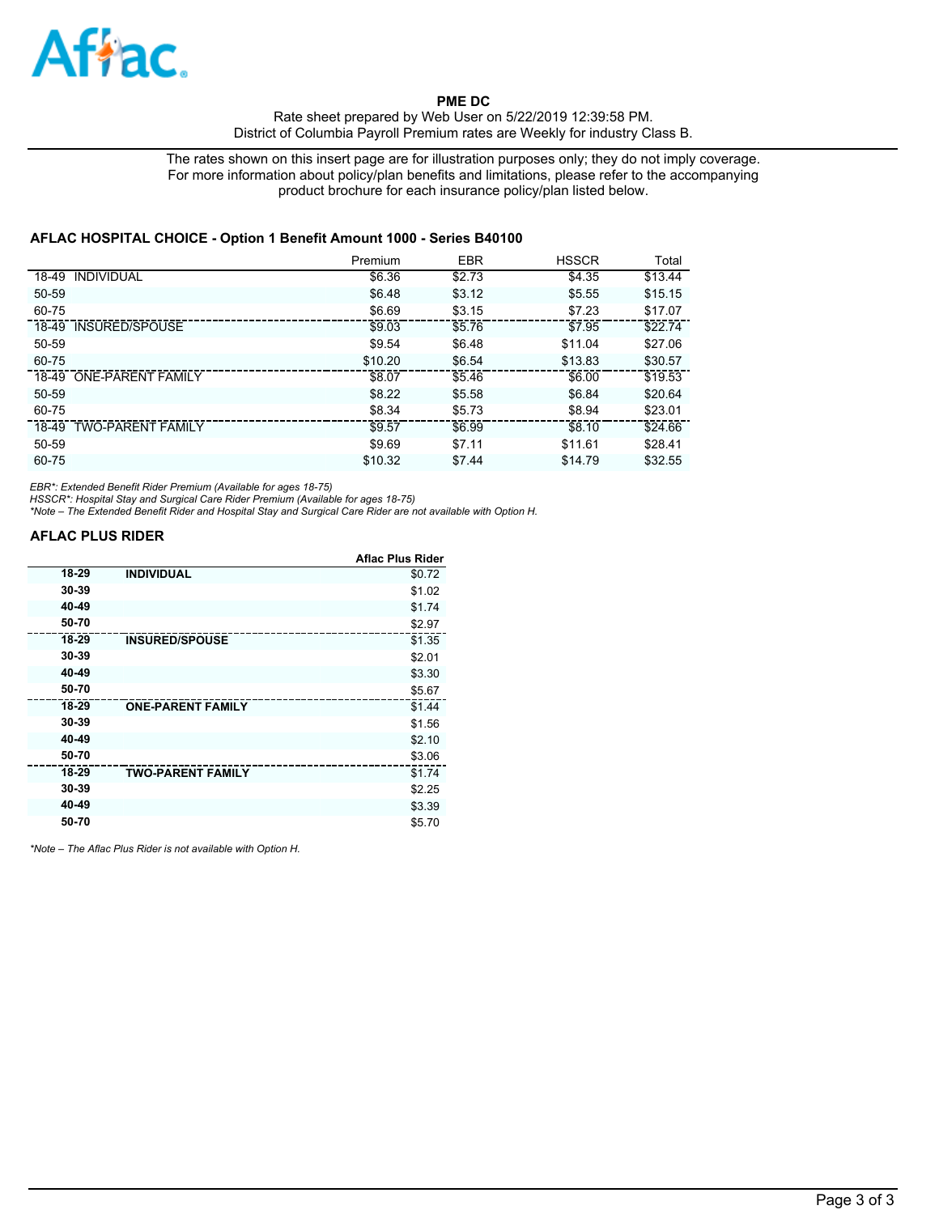**PME DC**

Rate sheet prepared by Web User on 5/22/2019 12:39:58 PM.
District of Columbia Payroll Premium rates are Weekly for industry Class B.

The rates shown on this insert page are for illustration purposes only; they do not imply coverage. For more information about policy/plan benefits and limitations, please refer to the accompanying product brochure for each insurance policy/plan listed below.

## AFLAC HOSPITAL CHOICE - Option 1 Benefit Amount 1000 - Series B40100

| | Premium | EBR | HSSCR | Total |
|---|---|---|---|---|
| 18-49 INDIVIDUAL | $6.36 | $2.73 | $4.35 | $13.44 |
| 50-59 | $6.48 | $3.12 | $5.55 | $15.15 |
| 60-75 | $6.69 | $3.15 | $7.23 | $17.07 |
| 18-49 INSURED/SPOUSE | $9.03 | $5.76 | $7.95 | $22.74 |
| 50-59 | $9.54 | $6.48 | $11.04 | $27.06 |
| 60-75 | $10.20 | $6.54 | $13.83 | $30.57 |
| 18-49 ONE-PARENT FAMILY | $8.07 | $5.46 | $6.00 | $19.53 |
| 50-59 | $8.22 | $5.58 | $6.84 | $20.64 |
| 60-75 | $8.34 | $5.73 | $8.94 | $23.01 |
| 18-49 TWO-PARENT FAMILY | $9.57 | $6.99 | $8.10 | $24.66 |
| 50-59 | $9.69 | $7.11 | $11.61 | $28.41 |
| 60-75 | $10.32 | $7.44 | $14.79 | $32.55 |

*EBR*: Extended Benefit Rider Premium (Available for ages 18-75)*
*HSSCR*: Hospital Stay and Surgical Care Rider Premium (Available for ages 18-75)*
**Note – The Extended Benefit Rider and Hospital Stay and Surgical Care Rider are not available with Option H.*

## AFLAC PLUS RIDER

| | | Aflac Plus Rider |
|---|---|---|
| **18-29** | **INDIVIDUAL** | $0.72 |
| **30-39** | | $1.02 |
| **40-49** | | $1.74 |
| **50-70** | | $2.97 |
| **18-29** | **INSURED/SPOUSE** | $1.35 |
| **30-39** | | $2.01 |
| **40-49** | | $3.30 |
| **50-70** | | $5.67 |
| **18-29** | **ONE-PARENT FAMILY** | $1.44 |
| **30-39** | | $1.56 |
| **40-49** | | $2.10 |
| **50-70** | | $3.06 |
| **18-29** | **TWO-PARENT FAMILY** | $1.74 |
| **30-39** | | $2.25 |
| **40-49** | | $3.39 |
| **50-70** | | $5.70 |

**Note – The Aflac Plus Rider is not available with Option H.*